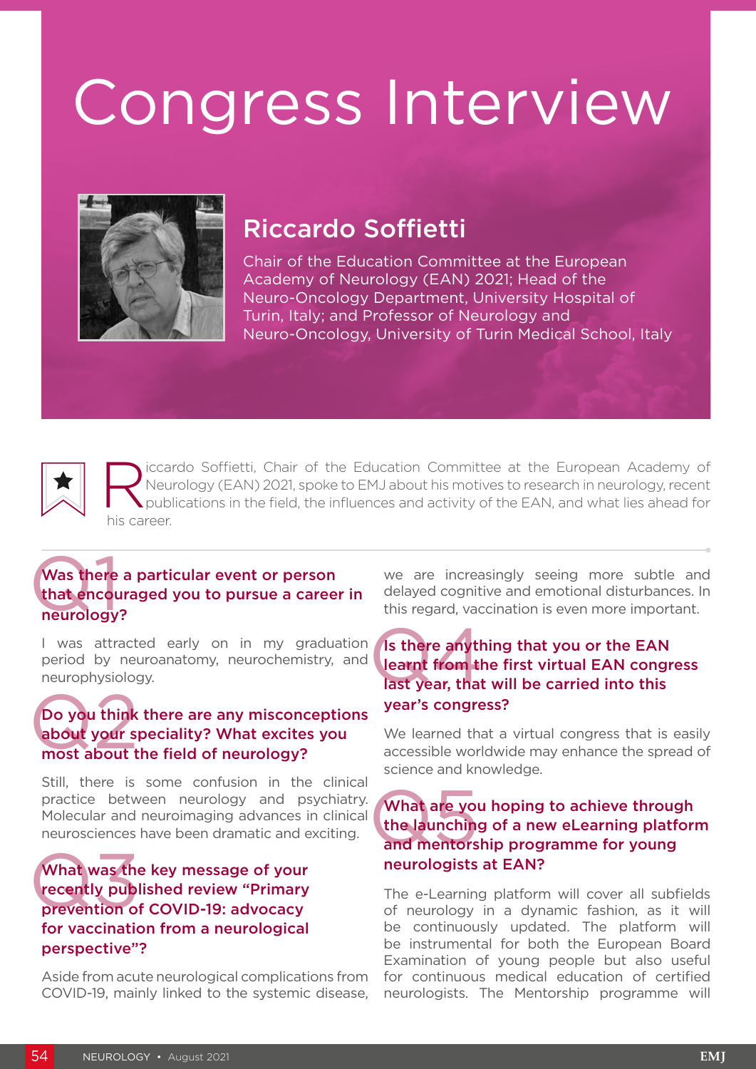# Congress Interview

## Riccardo Soffietti

Chair of the Education Committee at the European Academy of Neurology (EAN) 2021; Head of the Neuro-Oncology Department, University Hospital of Turin, Italy; and Professor of Neurology and Neuro-Oncology, University of Turin Medical School, Italy

Riccardo Soffietti, Chair of the Education Committee at the European Academy of Neurology (EAN) 2021, spoke to EMJ about his motives to research in neurology, recent publications in the field, the influences and activity of the EAN, and what lies ahead for his career.

### Q1 Was there a particular event or person that encouraged you to pursue a career in neurology?

I was attracted early on in my graduation period by neuroanatomy, neurochemistry, and neurophysiology.

### Q2 Do you think there are any misconceptions about your speciality? What excites you most about the field of neurology?

Still, there is some confusion in the clinical practice between neurology and psychiatry. Molecular and neuroimaging advances in clinical neurosciences have been dramatic and exciting.

### Q3 What was the key message of your recently published review "Primary prevention of COVID-19: advocacy for vaccination from a neurological perspective"?

Aside from acute neurological complications from COVID-19, mainly linked to the systemic disease, we are increasingly seeing more subtle and delayed cognitive and emotional disturbances. In this regard, vaccination is even more important.

### Q4 Is there anything that you or the EAN learnt from the first virtual EAN congress last year, that will be carried into this year's congress?

We learned that a virtual congress that is easily accessible worldwide may enhance the spread of science and knowledge.

### Q5 What are you hoping to achieve through the launching of a new eLearning platform and mentorship programme for young neurologists at EAN?

The e-Learning platform will cover all subfields of neurology in a dynamic fashion, as it will be continuously updated. The platform will be instrumental for both the European Board Examination of young people but also useful for continuous medical education of certified neurologists. The Mentorship programme will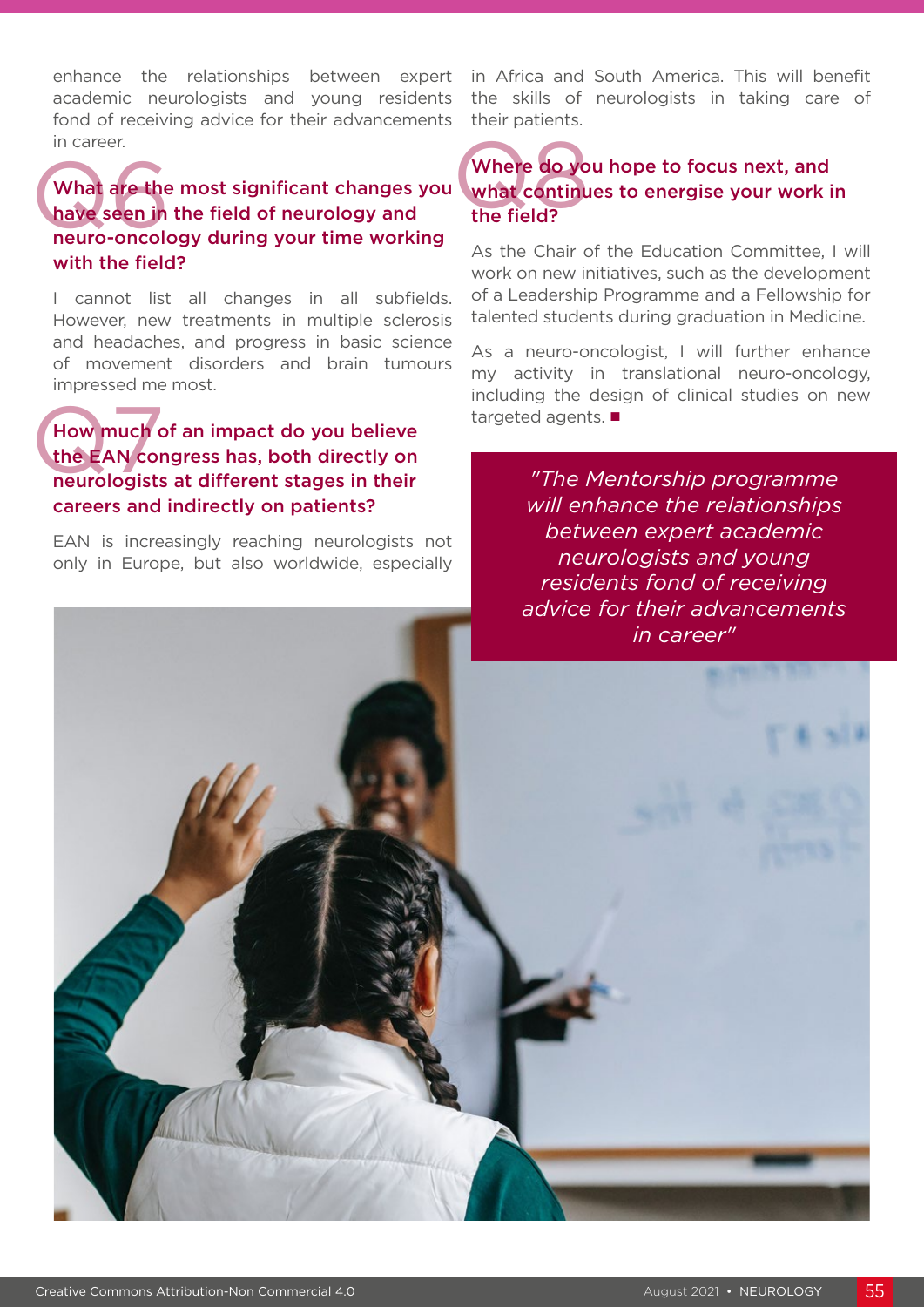enhance the relationships between expert academic neurologists and young residents fond of receiving advice for their advancements in career.

## Q6 What are the most significant changes you have seen in the field of neurology and neuro-oncology during your time working with the field?

I cannot list all changes in all subfields. However, new treatments in multiple sclerosis and headaches, and progress in basic science of movement disorders and brain tumours impressed me most.

## Q7 How much of an impact do you believe the EAN congress has, both directly on neurologists at different stages in their careers and indirectly on patients?

EAN is increasingly reaching neurologists not only in Europe, but also worldwide, especially in Africa and South America. This will benefit the skills of neurologists in taking care of their patients.

## Q8 Where do you hope to focus next, and what continues to energise your work in the field?

As the Chair of the Education Committee, I will work on new initiatives, such as the development of a Leadership Programme and a Fellowship for talented students during graduation in Medicine.

As a neuro-oncologist, I will further enhance my activity in translational neuro-oncology, including the design of clinical studies on new targeted agents. ■

> *"The Mentorship programme will enhance the relationships between expert academic neurologists and young residents fond of receiving advice for their advancements in career"*

Creative Commons Attribution-Non Commercial 4.0